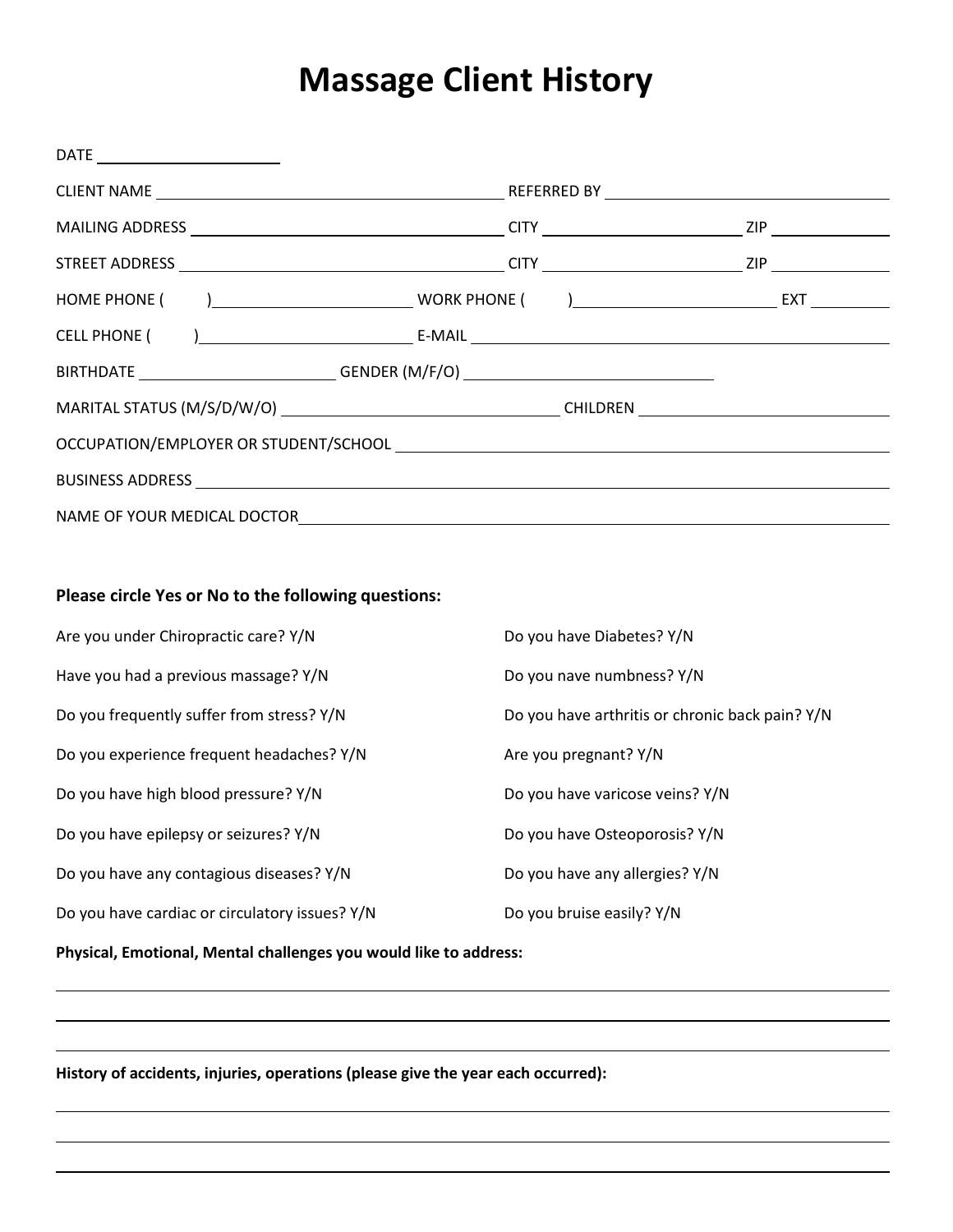# Massage Client History

DATE ____________________

CLIENT NAME ______________________________ REFERRED BY ______________________________

MAILING ADDRESS ______________________________ CITY ____________________ ZIP ____________

STREET ADDRESS ______________________________ CITY ____________________ ZIP ____________

HOME PHONE ( ) ____________________ WORK PHONE ( ) ____________________ EXT ________

CELL PHONE ( ) ____________________ E-MAIL ______________________________

BIRTHDATE ____________________ GENDER (M/F/O) ____________________

MARITAL STATUS (M/S/D/W/O) ____________________ CHILDREN ____________________

OCCUPATION/EMPLOYER OR STUDENT/SCHOOL ______________________________

BUSINESS ADDRESS ______________________________

NAME OF YOUR MEDICAL DOCTOR ______________________________

**Please circle Yes or No to the following questions:**

Are you under Chiropractic care? Y/N

Have you had a previous massage? Y/N

Do you frequently suffer from stress? Y/N

Do you experience frequent headaches? Y/N

Do you have high blood pressure? Y/N

Do you have epilepsy or seizures? Y/N

Do you have any contagious diseases? Y/N

Do you have cardiac or circulatory issues? Y/N

Do you have Diabetes? Y/N

Do you nave numbness? Y/N

Do you have arthritis or chronic back pain? Y/N

Are you pregnant? Y/N

Do you have varicose veins? Y/N

Do you have Osteoporosis? Y/N

Do you have any allergies? Y/N

Do you bruise easily? Y/N

**Physical, Emotional, Mental challenges you would like to address:**

______________________________

______________________________

______________________________

**History of accidents, injuries, operations (please give the year each occurred):**

______________________________

______________________________

______________________________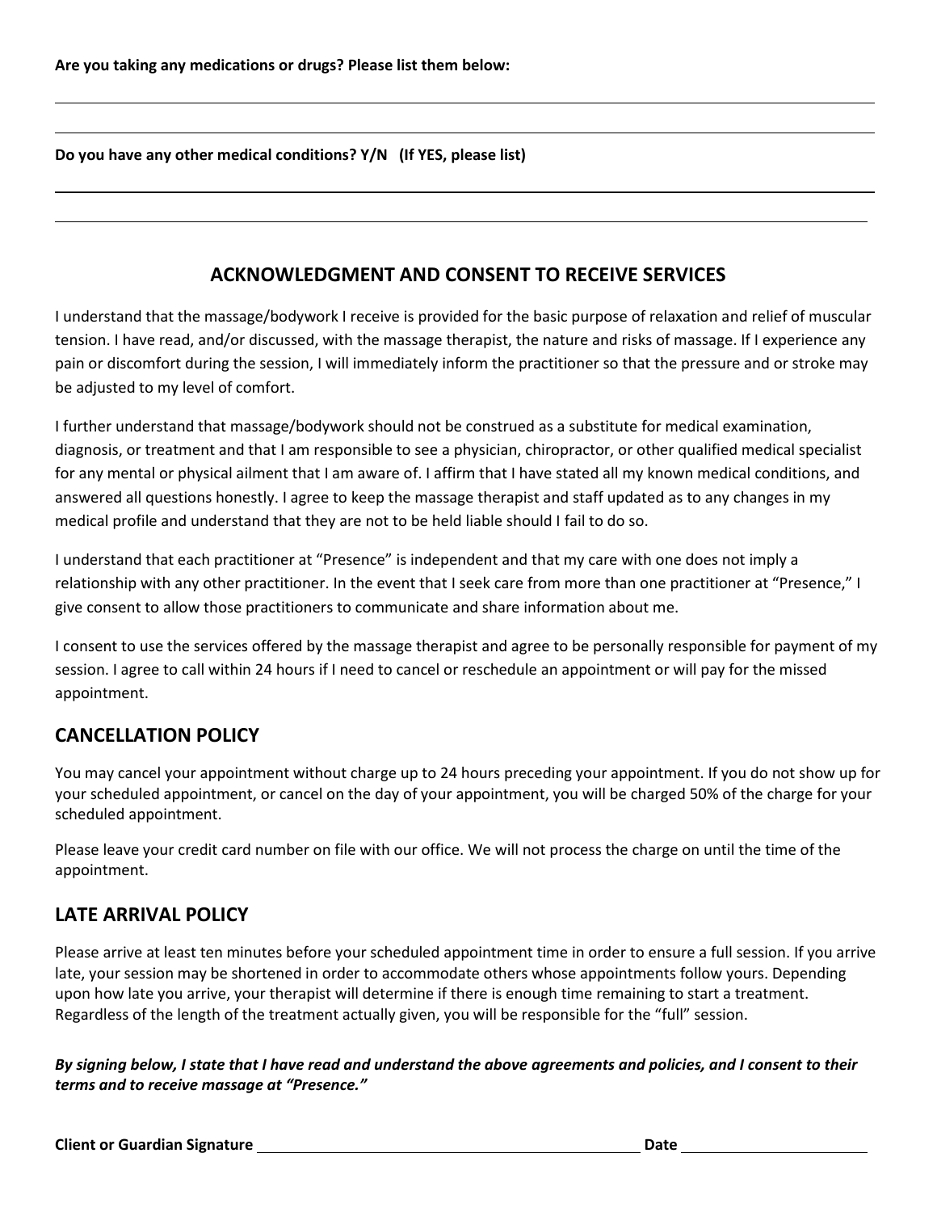**Are you taking any medications or drugs? Please list them below:**

\_\_\_\_\_\_\_\_\_\_\_\_\_\_\_\_\_\_\_\_\_\_\_\_\_\_\_\_\_\_\_\_\_\_\_\_\_\_\_\_\_\_\_\_\_\_\_\_\_\_\_\_\_\_\_\_\_\_\_\_\_\_\_\_\_\_\_\_\_\_\_\_\_\_\_\_

\_\_\_\_\_\_\_\_\_\_\_\_\_\_\_\_\_\_\_\_\_\_\_\_\_\_\_\_\_\_\_\_\_\_\_\_\_\_\_\_\_\_\_\_\_\_\_\_\_\_\_\_\_\_\_\_\_\_\_\_\_\_\_\_\_\_\_\_\_\_\_\_\_\_\_\_

**Do you have any other medical conditions? Y/N (If YES, please list)**

\_\_\_\_\_\_\_\_\_\_\_\_\_\_\_\_\_\_\_\_\_\_\_\_\_\_\_\_\_\_\_\_\_\_\_\_\_\_\_\_\_\_\_\_\_\_\_\_\_\_\_\_\_\_\_\_\_\_\_\_\_\_\_\_\_\_\_\_\_\_\_\_\_\_\_\_

\_\_\_\_\_\_\_\_\_\_\_\_\_\_\_\_\_\_\_\_\_\_\_\_\_\_\_\_\_\_\_\_\_\_\_\_\_\_\_\_\_\_\_\_\_\_\_\_\_\_\_\_\_\_\_\_\_\_\_\_\_\_\_\_\_\_\_\_\_\_\_\_\_\_\_\_

## ACKNOWLEDGMENT AND CONSENT TO RECEIVE SERVICES

I understand that the massage/bodywork I receive is provided for the basic purpose of relaxation and relief of muscular tension. I have read, and/or discussed, with the massage therapist, the nature and risks of massage. If I experience any pain or discomfort during the session, I will immediately inform the practitioner so that the pressure and or stroke may be adjusted to my level of comfort.

I further understand that massage/bodywork should not be construed as a substitute for medical examination, diagnosis, or treatment and that I am responsible to see a physician, chiropractor, or other qualified medical specialist for any mental or physical ailment that I am aware of. I affirm that I have stated all my known medical conditions, and answered all questions honestly. I agree to keep the massage therapist and staff updated as to any changes in my medical profile and understand that they are not to be held liable should I fail to do so.

I understand that each practitioner at "Presence" is independent and that my care with one does not imply a relationship with any other practitioner. In the event that I seek care from more than one practitioner at "Presence," I give consent to allow those practitioners to communicate and share information about me.

I consent to use the services offered by the massage therapist and agree to be personally responsible for payment of my session. I agree to call within 24 hours if I need to cancel or reschedule an appointment or will pay for the missed appointment.

## CANCELLATION POLICY

You may cancel your appointment without charge up to 24 hours preceding your appointment. If you do not show up for your scheduled appointment, or cancel on the day of your appointment, you will be charged 50% of the charge for your scheduled appointment.

Please leave your credit card number on file with our office. We will not process the charge on until the time of the appointment.

## LATE ARRIVAL POLICY

Please arrive at least ten minutes before your scheduled appointment time in order to ensure a full session. If you arrive late, your session may be shortened in order to accommodate others whose appointments follow yours. Depending upon how late you arrive, your therapist will determine if there is enough time remaining to start a treatment. Regardless of the length of the treatment actually given, you will be responsible for the "full" session.

***By signing below, I state that I have read and understand the above agreements and policies, and I consent to their terms and to receive massage at "Presence."***

**Client or Guardian Signature** \_\_\_\_\_\_\_\_\_\_\_\_\_\_\_\_\_\_\_\_\_\_\_\_\_\_\_\_\_\_\_\_\_\_\_\_\_\_\_\_ **Date** \_\_\_\_\_\_\_\_\_\_\_\_\_\_\_\_\_\_\_\_